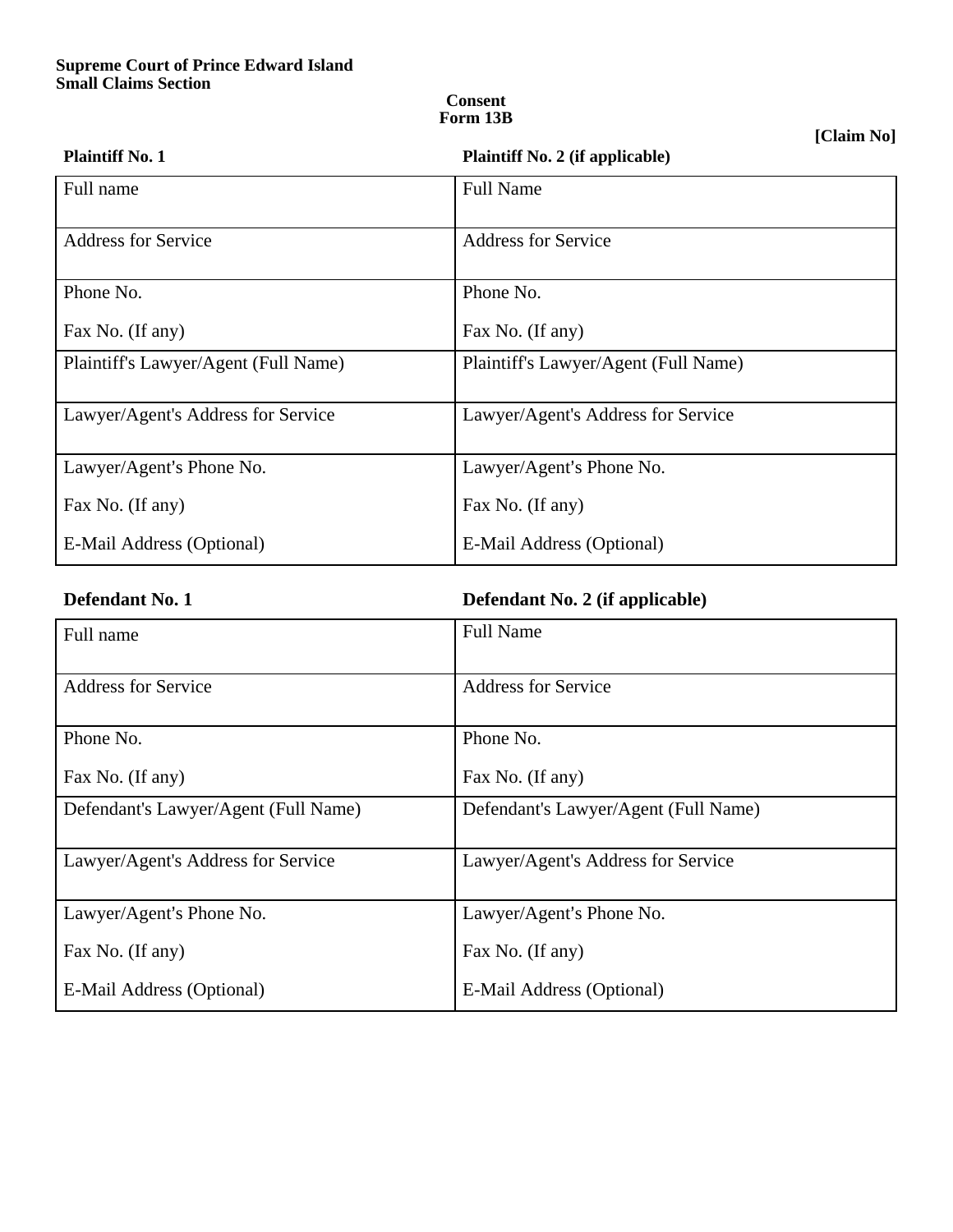**Supreme Court of Prince Edward Island**
**Small Claims Section**

**Consent**
**Form 13B**

**[Claim No]**

| **Plaintiff No. 1** | **Plaintiff No. 2 (if applicable)** |
|---|---|
| Full name | Full Name |
| Address for Service | Address for Service |
| Phone No.<br><br>Fax No. (If any) | Phone No.<br><br>Fax No. (If any) |
| Plaintiff's Lawyer/Agent (Full Name) | Plaintiff's Lawyer/Agent (Full Name) |
| Lawyer/Agent's Address for Service | Lawyer/Agent's Address for Service |
| Lawyer/Agent's Phone No.<br><br>Fax No. (If any)<br><br>E-Mail Address (Optional) | Lawyer/Agent's Phone No.<br><br>Fax No. (If any)<br><br>E-Mail Address (Optional) |

| **Defendant No. 1** | **Defendant No. 2 (if applicable)** |
|---|---|
| Full name | Full Name |
| Address for Service | Address for Service |
| Phone No.<br><br>Fax No. (If any) | Phone No.<br><br>Fax No. (If any) |
| Defendant's Lawyer/Agent (Full Name) | Defendant's Lawyer/Agent (Full Name) |
| Lawyer/Agent's Address for Service | Lawyer/Agent's Address for Service |
| Lawyer/Agent's Phone No.<br><br>Fax No. (If any)<br><br>E-Mail Address (Optional) | Lawyer/Agent's Phone No.<br><br>Fax No. (If any)<br><br>E-Mail Address (Optional) |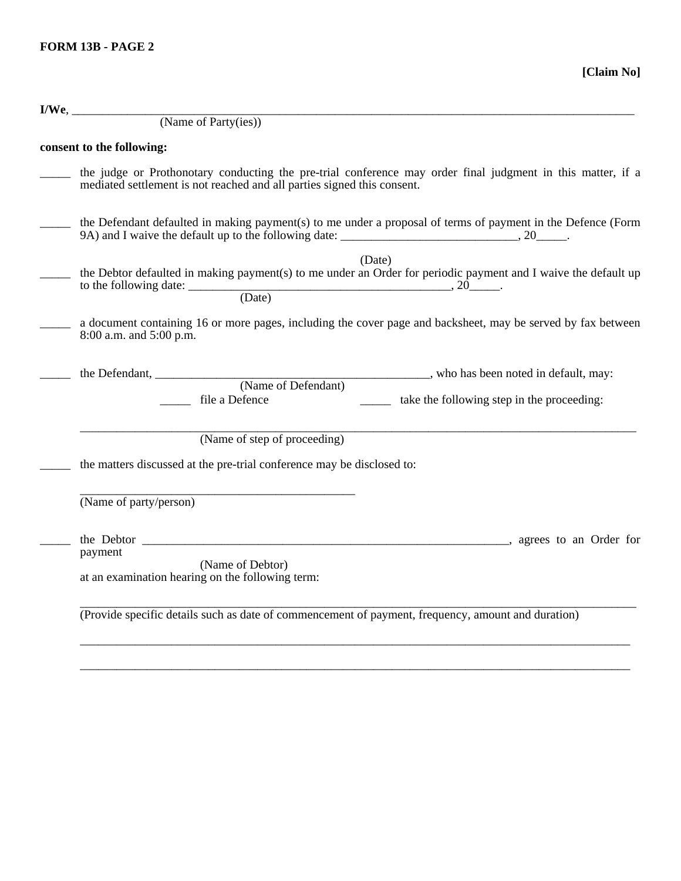**FORM 13B - PAGE 2**

**[Claim No]**

**I/We**, ____________________________________________________________________________________

(Name of Party(ies))

**consent to the following:**

_____ the judge or Prothonotary conducting the pre-trial conference may order final judgment in this matter, if a mediated settlement is not reached and all parties signed this consent.

_____ the Defendant defaulted in making payment(s) to me under a proposal of terms of payment in the Defence (Form 9A) and I waive the default up to the following date: _____________________________, 20_____.

(Date)

_____ the Debtor defaulted in making payment(s) to me under an Order for periodic payment and I waive the default up to the following date: ____________________________________________, 20_____.

(Date)

_____ a document containing 16 or more pages, including the cover page and backsheet, may be served by fax between 8:00 a.m. and 5:00 p.m.

_____ the Defendant, ______________________________________________, who has been noted in default, may:

(Name of Defendant)

_____ file a Defence _____ take the following step in the proceeding:

_____________________________________________________________________________________________

(Name of step of proceeding)

_____ the matters discussed at the pre-trial conference may be disclosed to:

_______________________________________________

(Name of party/person)

_____ the Debtor _______________________________________________________________, agrees to an Order for payment

(Name of Debtor)

at an examination hearing on the following term:

_____________________________________________________________________________________________

(Provide specific details such as date of commencement of payment, frequency, amount and duration)

_____________________________________________________________________________________________

_____________________________________________________________________________________________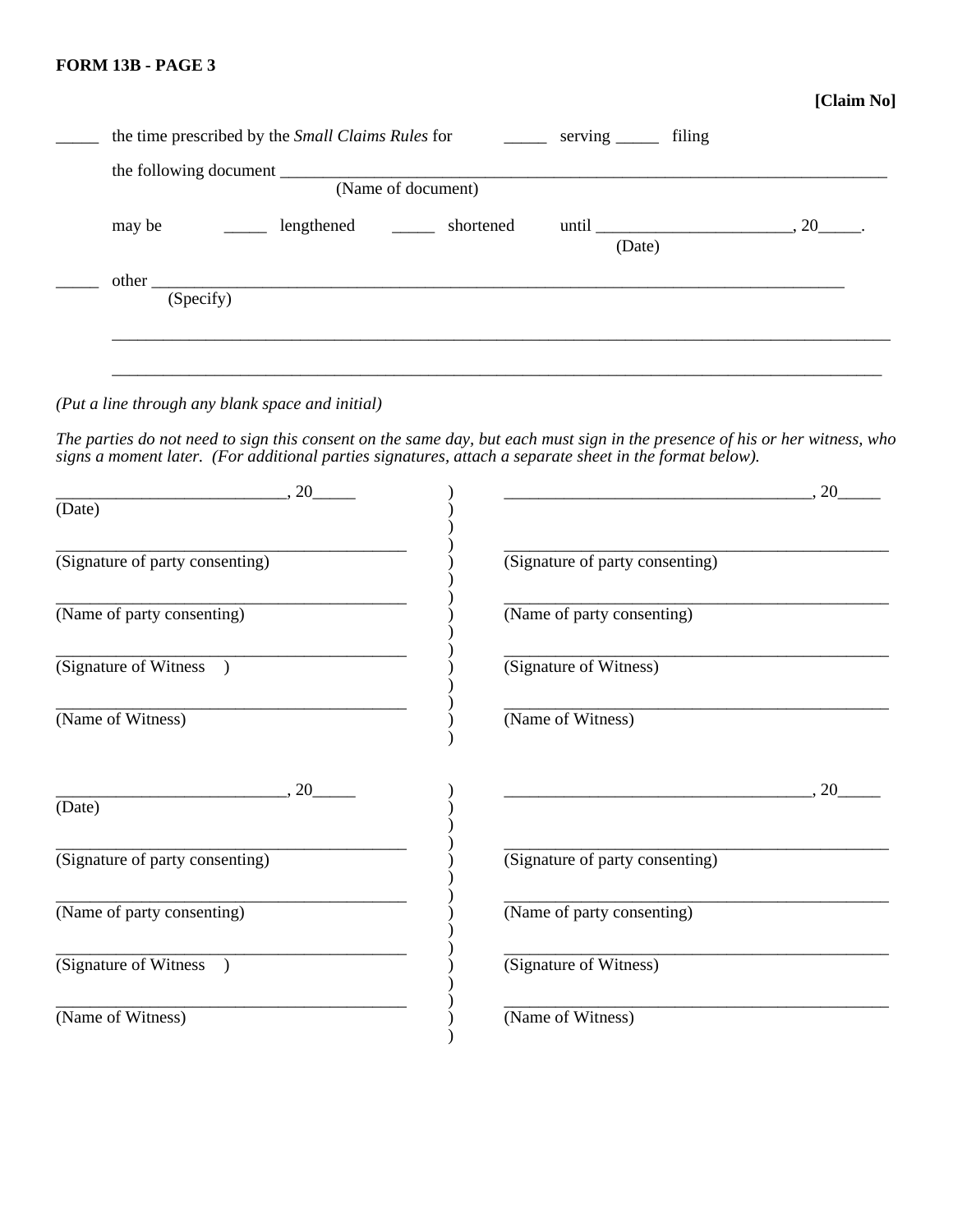**FORM 13B - PAGE 3**

**[Claim No]**

_____ the time prescribed by the *Small Claims Rules* for _____ serving _____ filing

the following document ______________________________________________
(Name of document)

may be _____ lengthened _____ shortened until ______________________, 20_____.
(Date)

_____ other ______________________________________________
(Specify)

______________________________________________

______________________________________________

*(Put a line through any blank space and initial)*

*The parties do not need to sign this consent on the same day, but each must sign in the presence of his or her witness, who signs a moment later. (For additional parties signatures, attach a separate sheet in the format below).*

| | | |
|---|---|---|
| ___________________________, 20_____ (Date) | ) | ___________________________, 20_____ |
| ___________________________ (Signature of party consenting) | ) | ___________________________ (Signature of party consenting) |
| ___________________________ (Name of party consenting) | ) | ___________________________ (Name of party consenting) |
| ___________________________ (Signature of Witness ) | ) | ___________________________ (Signature of Witness) |
| ___________________________ (Name of Witness) | ) | ___________________________ (Name of Witness) |

| | | |
|---|---|---|
| ___________________________, 20_____ (Date) | ) | ___________________________, 20_____ |
| ___________________________ (Signature of party consenting) | ) | ___________________________ (Signature of party consenting) |
| ___________________________ (Name of party consenting) | ) | ___________________________ (Name of party consenting) |
| ___________________________ (Signature of Witness ) | ) | ___________________________ (Signature of Witness) |
| ___________________________ (Name of Witness) | ) | ___________________________ (Name of Witness) |